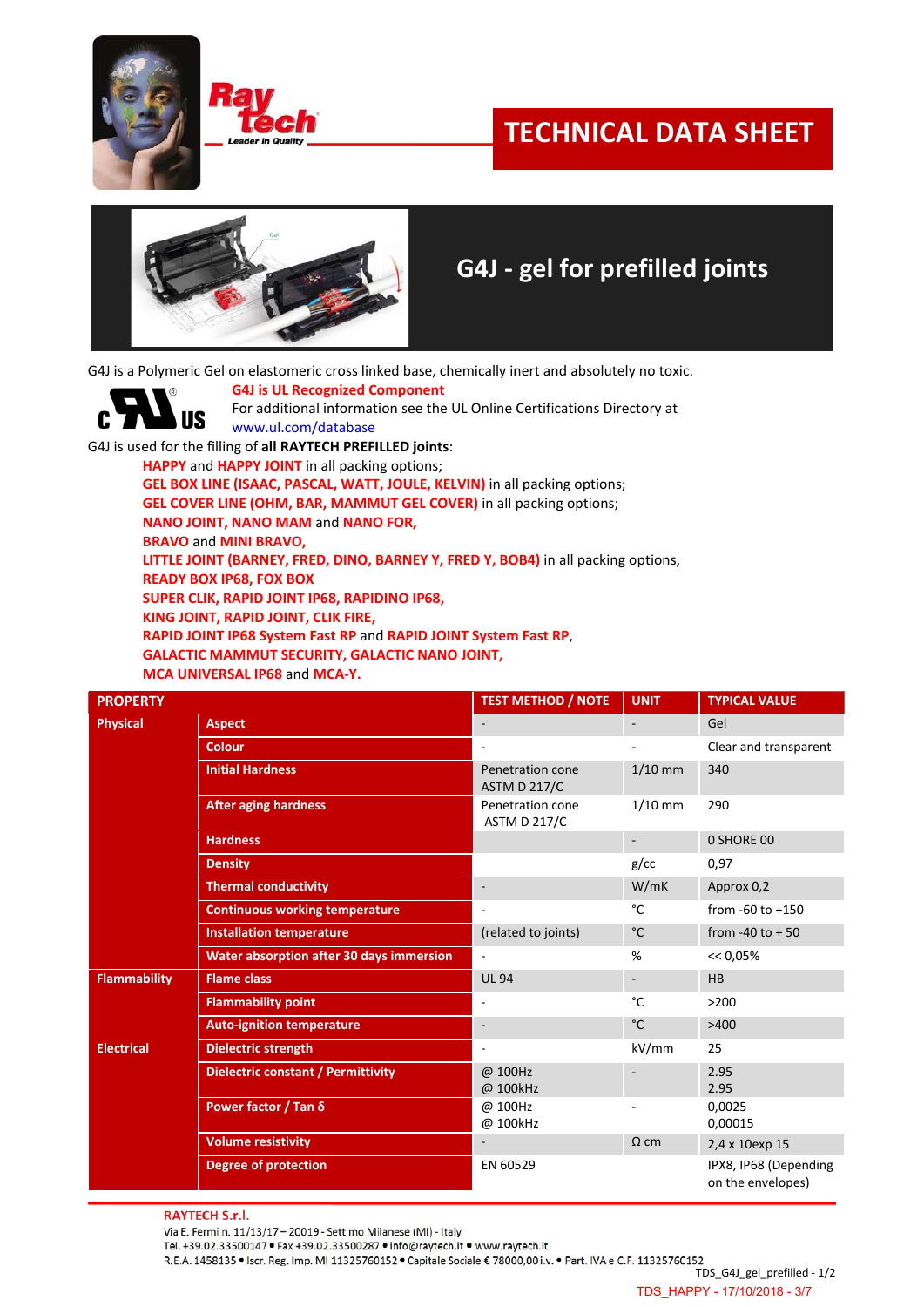# TECHNICAL DATA SHEET

## G4J - gel for prefilled joints

G4J is a Polymeric Gel on elastomeric cross linked base, chemically inert and absolutely no toxic.

**G4J is UL Recognized Component**
For additional information see the UL Online Certifications Directory at
www.ul.com/database

G4J is used for the filling of **all RAYTECH PREFILLED joints**:

- **HAPPY** and **HAPPY JOINT** in all packing options;
- **GEL BOX LINE (ISAAC, PASCAL, WATT, JOULE, KELVIN)** in all packing options;
- **GEL COVER LINE (OHM, BAR, MAMMUT GEL COVER)** in all packing options;
- **NANO JOINT, NANO MAM** and **NANO FOR,**
- **BRAVO** and **MINI BRAVO,**
- **LITTLE JOINT (BARNEY, FRED, DINO, BARNEY Y, FRED Y, BOB4)** in all packing options,
- **READY BOX IP68, FOX BOX**
- **SUPER CLIK, RAPID JOINT IP68, RAPIDINO IP68,**
- **KING JOINT, RAPID JOINT, CLIK FIRE,**
- **RAPID JOINT IP68 System Fast RP** and **RAPID JOINT System Fast RP**,
- **GALACTIC MAMMUT SECURITY, GALACTIC NANO JOINT,**
- **MCA UNIVERSAL IP68** and **MCA-Y.**

| PROPERTY | | TEST METHOD / NOTE | UNIT | TYPICAL VALUE |
|---|---|---|---|---|
| Physical | Aspect | - | - | Gel |
| | Colour | - | - | Clear and transparent |
| | Initial Hardness | Penetration cone ASTM D 217/C | 1/10 mm | 340 |
| | After aging hardness | Penetration cone ASTM D 217/C | 1/10 mm | 290 |
| | Hardness | | - | 0 SHORE 00 |
| | Density | | g/cc | 0,97 |
| | Thermal conductivity | - | W/mK | Approx 0,2 |
| | Continuous working temperature | - | °C | from -60 to +150 |
| | Installation temperature | (related to joints) | °C | from -40 to + 50 |
| | Water absorption after 30 days immersion | - | % | << 0,05% |
| Flammability | Flame class | UL 94 | - | HB |
| | Flammability point | - | °C | >200 |
| | Auto-ignition temperature | - | °C | >400 |
| Electrical | Dielectric strength | - | kV/mm | 25 |
| | Dielectric constant / Permittivity | @ 100Hz<br>@ 100kHz | - | 2.95<br>2.95 |
| | Power factor / Tan δ | @ 100Hz<br>@ 100kHz | - | 0,0025<br>0,00015 |
| | Volume resistivity | - | Ω cm | 2,4 x 10exp 15 |
| | Degree of protection | EN 60529 | | IPX8, IP68 (Depending on the envelopes) |

**RAYTECH S.r.l.**
Via E. Fermi n. 11/13/17 – 20019 - Settimo Milanese (MI) - Italy
Tel. +39.02.33500147 • Fax +39.02.33500287 • info@raytech.it • www.raytech.it
R.E.A. 1458135 • Iscr. Reg. Imp. MI 11325760152 • Capitale Sociale € 78000,00 i.v. • Part. IVA e C.F. 11325760152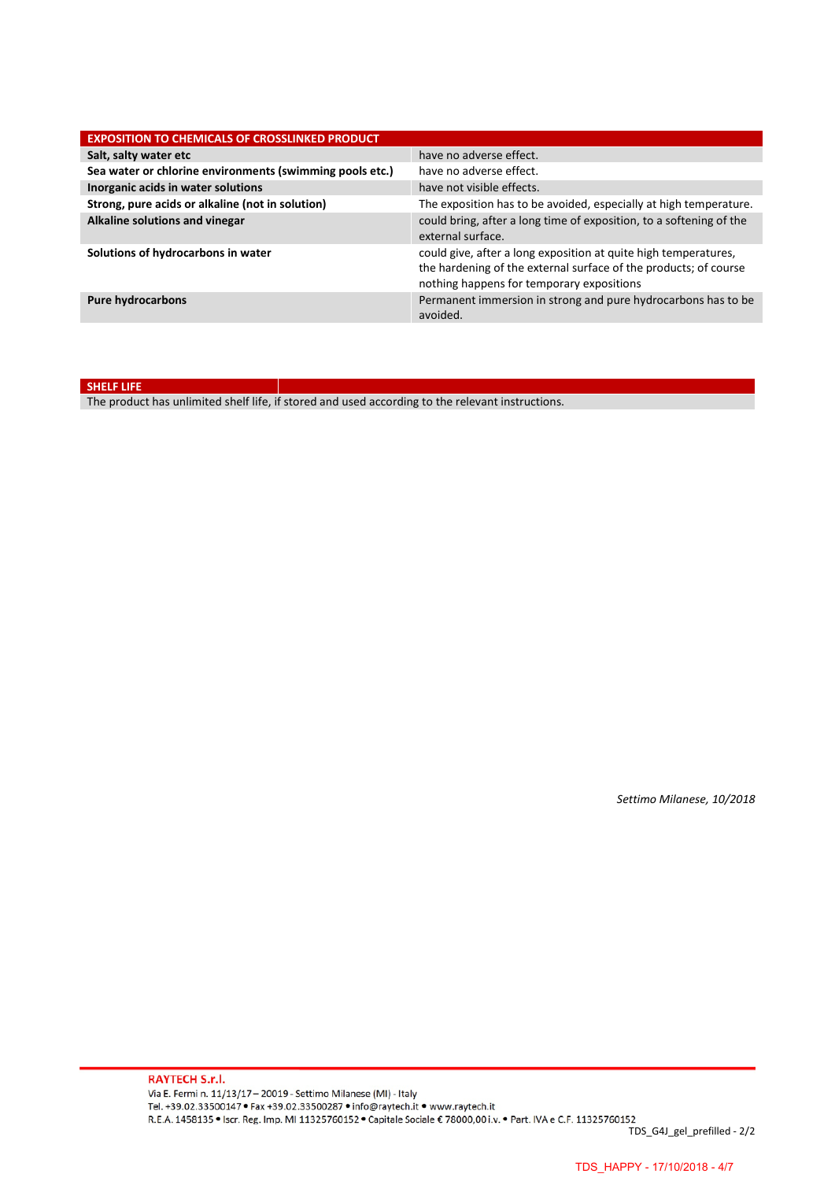| EXPOSITION TO CHEMICALS OF CROSSLINKED PRODUCT | |
|---|---|
| **Salt, salty water etc** | have no adverse effect. |
| **Sea water or chlorine environments (swimming pools etc.)** | have no adverse effect. |
| **Inorganic acids in water solutions** | have not visible effects. |
| **Strong, pure acids or alkaline (not in solution)** | The exposition has to be avoided, especially at high temperature. |
| **Alkaline solutions and vinegar** | could bring, after a long time of exposition, to a softening of the external surface. |
| **Solutions of hydrocarbons in water** | could give, after a long exposition at quite high temperatures, the hardening of the external surface of the products; of course nothing happens for temporary expositions |
| **Pure hydrocarbons** | Permanent immersion in strong and pure hydrocarbons has to be avoided. |

| SHELF LIFE |
|---|
| The product has unlimited shelf life, if stored and used according to the relevant instructions. |

*Settimo Milanese, 10/2018*

**RAYTECH S.r.l.**
Via E. Fermi n. 11/13/17 – 20019 - Settimo Milanese (MI) - Italy
Tel. +39.02.33500147 • Fax +39.02.33500287 • info@raytech.it • www.raytech.it
R.E.A. 1458135 • Iscr. Reg. Imp. MI 11325760152 • Capitale Sociale € 78000,00 i.v. • Part. IVA e C.F. 11325760152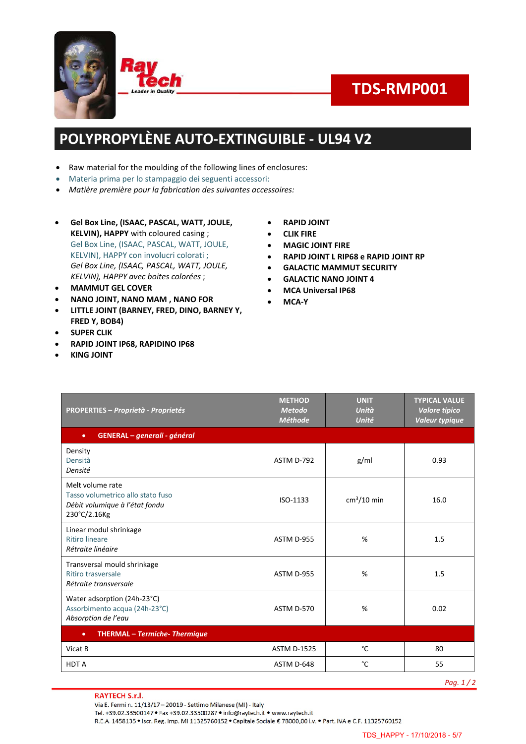TDS-RMP001

# POLYPROPYLÈNE AUTO-EXTINGUIBLE - UL94 V2

- Raw material for the moulding of the following lines of enclosures:
- Materia prima per lo stampaggio dei seguenti accessori:
- *Matière première pour la fabrication des suivantes accessoires:*

- **Gel Box Line, (ISAAC, PASCAL, WATT, JOULE, KELVIN), HAPPY** with coloured casing ;
  Gel Box Line, (ISAAC, PASCAL, WATT, JOULE, KELVIN), HAPPY con involucri colorati ;
  *Gel Box Line, (ISAAC, PASCAL, WATT, JOULE, KELVIN), HAPPY avec boites colorées ;*
- **MAMMUT GEL COVER**
- **NANO JOINT, NANO MAM , NANO FOR**
- **LITTLE JOINT (BARNEY, FRED, DINO, BARNEY Y, FRED Y, BOB4)**
- **SUPER CLIK**
- **RAPID JOINT IP68, RAPIDINO IP68**
- **KING JOINT**
- **RAPID JOINT**
- **CLIK FIRE**
- **MAGIC JOINT FIRE**
- **RAPID JOINT L RIP68 e RAPID JOINT RP**
- **GALACTIC MAMMUT SECURITY**
- **GALACTIC NANO JOINT 4**
- **MCA Universal IP68**
- **MCA-Y**

| **PROPERTIES – *Proprietà - Proprietés*** | **METHOD *Metodo Méthode*** | **UNIT *Unità Unité*** | **TYPICAL VALUE *Valore tipico Valeur typique*** |
|---|---|---|---|
| • **GENERAL – *generali - général*** | | | |
| Density<br>Densità<br>*Densité* | ASTM D-792 | g/ml | 0.93 |
| Melt volume rate<br>Tasso volumetrico allo stato fuso<br>*Débit volumique à l'état fondu*<br>230°C/2.16Kg | ISO-1133 | $cm^3$/10 min | 16.0 |
| Linear modul shrinkage<br>Ritiro lineare<br>*Rétraite linéaire* | ASTM D-955 | % | 1.5 |
| Transversal mould shrinkage<br>Ritiro trasversale<br>*Rétraite transversale* | ASTM D-955 | % | 1.5 |
| Water adsorption (24h-23°C)<br>Assorbimento acqua (24h-23°C)<br>*Absorption de l'eau* | ASTM D-570 | % | 0.02 |
| • **THERMAL – *Termiche- Thermique*** | | | |
| Vicat B | ASTM D-1525 | °C | 80 |
| HDT A | ASTM D-648 | °C | 55 |

RAYTECH S.r.l.
Via E. Fermi n. 11/13/17 – 20019 - Settimo Milanese (MI) - Italy
Tel. +39.02.33500147 • Fax +39.02.33500287 • info@raytech.it • www.raytech.it
R.E.A. 1458135 • Iscr. Reg. Imp. MI 11325760152 • Capitale Sociale € 78000,00 i.v. • Part. IVA e C.F. 11325760152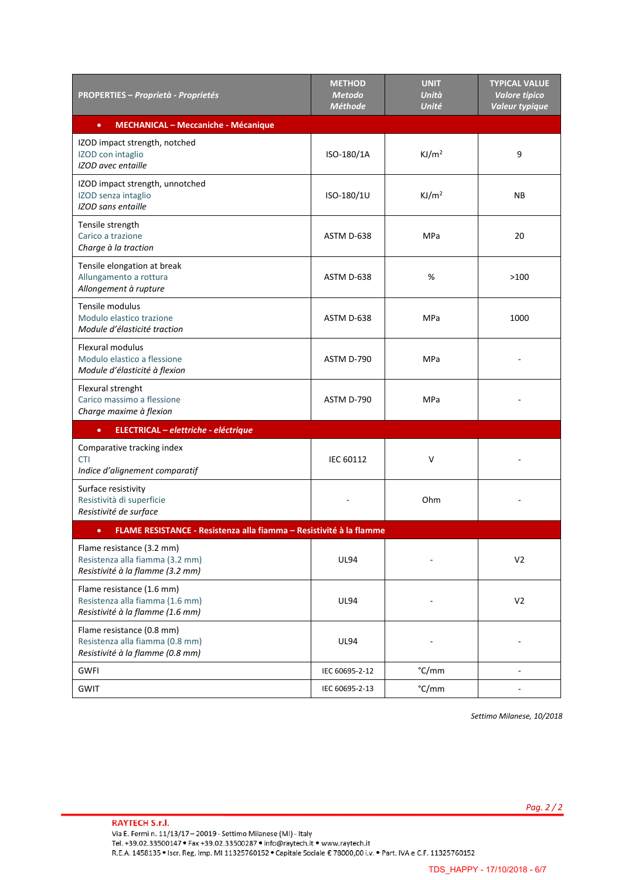| PROPERTIES – *Proprietà - Proprietés* | METHOD *Metodo* *Méthode* | UNIT *Unità* *Unité* | TYPICAL VALUE *Valore tipico* *Valeur typique* |
|---|---|---|---|
| **MECHANICAL – Meccaniche - Mécanique** | | | |
| IZOD impact strength, notched<br>IZOD con intaglio<br>*IZOD avec entaille* | ISO-180/1A | KJ/m$^2$ | 9 |
| IZOD impact strength, unnotched<br>IZOD senza intaglio<br>*IZOD sans entaille* | ISO-180/1U | KJ/m$^2$ | NB |
| Tensile strength<br>Carico a trazione<br>*Charge à la traction* | ASTM D-638 | MPa | 20 |
| Tensile elongation at break<br>Allungamento a rottura<br>*Allongement à rupture* | ASTM D-638 | % | >100 |
| Tensile modulus<br>Modulo elastico trazione<br>*Module d'élasticité traction* | ASTM D-638 | MPa | 1000 |
| Flexural modulus<br>Modulo elastico a flessione<br>*Module d'élasticité à flexion* | ASTM D-790 | MPa | - |
| Flexural strenght<br>Carico massimo a flessione<br>*Charge maxime à flexion* | ASTM D-790 | MPa | - |
| **ELECTRICAL – *elettriche - eléctrique*** | | | |
| Comparative tracking index<br>CTI<br>*Indice d'alignement comparatif* | IEC 60112 | V | - |
| Surface resistivity<br>Resistività di superficie<br>*Resistivité de surface* | - | Ohm | - |
| **FLAME RESISTANCE - Resistenza alla fiamma – Resistivité à la flamme** | | | |
| Flame resistance (3.2 mm)<br>Resistenza alla fiamma (3.2 mm)<br>*Resistivité à la flamme (3.2 mm)* | UL94 | - | V2 |
| Flame resistance (1.6 mm)<br>Resistenza alla fiamma (1.6 mm)<br>*Resistivité à la flamme (1.6 mm)* | UL94 | - | V2 |
| Flame resistance (0.8 mm)<br>Resistenza alla fiamma (0.8 mm)<br>*Resistivité à la flamme (0.8 mm)* | UL94 | - | - |
| GWFI | IEC 60695-2-12 | °C/mm | - |
| GWIT | IEC 60695-2-13 | °C/mm | - |

*Settimo Milanese, 10/2018*

**RAYTECH S.r.l.**
Via E. Fermi n. 11/13/17 – 20019 - Settimo Milanese (MI) - Italy
Tel. +39.02.33500147 • Fax +39.02.33500287 • info@raytech.it • www.raytech.it
R.E.A. 1458135 • Iscr. Reg. Imp. MI 11325760152 • Capitale Sociale € 78000,00 i.v. • Part. IVA e C.F. 11325760152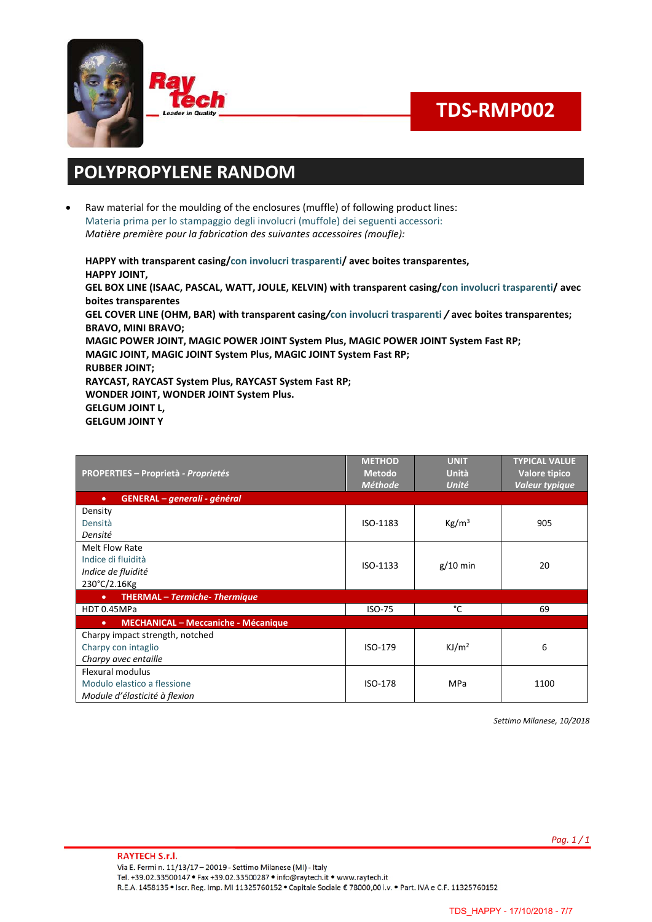# TDS-RMP002

## POLYPROPYLENE RANDOM

- Raw material for the moulding of the enclosures (muffle) of following product lines:
  Materia prima per lo stampaggio degli involucri (muffole) dei seguenti accessori:
  *Matière première pour la fabrication des suivantes accessoires (moufle):*

**HAPPY with transparent casing/con involucri trasparenti/ avec boites transparentes,**
**HAPPY JOINT,**
**GEL BOX LINE (ISAAC, PASCAL, WATT, JOULE, KELVIN) with transparent casing/con involucri trasparenti/ avec boites transparentes**
**GEL COVER LINE (OHM, BAR) with transparent casing/con involucri trasparenti / avec boites transparentes;**
**BRAVO, MINI BRAVO;**
**MAGIC POWER JOINT, MAGIC POWER JOINT System Plus, MAGIC POWER JOINT System Fast RP;**
**MAGIC JOINT, MAGIC JOINT System Plus, MAGIC JOINT System Fast RP;**
**RUBBER JOINT;**
**RAYCAST, RAYCAST System Plus, RAYCAST System Fast RP;**
**WONDER JOINT, WONDER JOINT System Plus.**
**GELGUM JOINT L,**
**GELGUM JOINT Y**

| PROPERTIES – Proprietà - *Proprietés* | METHOD Metodo *Méthode* | UNIT Unità *Unité* | TYPICAL VALUE Valore tipico *Valeur typique* |
|---|---|---|---|
| • **GENERAL – *generali - général*** | | | |
| Density<br>Densità<br>*Densité* | ISO-1183 | $Kg/m^3$ | 905 |
| Melt Flow Rate<br>Indice di fluidità<br>*Indice de fluidité*<br>230°C/2.16Kg | ISO-1133 | g/10 min | 20 |
| • **THERMAL – *Termiche- Thermique*** | | | |
| HDT 0.45MPa | ISO-75 | °C | 69 |
| • **MECHANICAL – Meccaniche - Mécanique** | | | |
| Charpy impact strength, notched<br>Charpy con intaglio<br>*Charpy avec entaille* | ISO-179 | $KJ/m^2$ | 6 |
| Flexural modulus<br>Modulo elastico a flessione<br>*Module d'élasticité à flexion* | ISO-178 | MPa | 1100 |

*Settimo Milanese, 10/2018*

**RAYTECH S.r.l.**
Via E. Fermi n. 11/13/17 – 20019 - Settimo Milanese (MI) - Italy
Tel. +39.02.33500147 • Fax +39.02.33500287 • info@raytech.it • www.raytech.it
R.E.A. 1458135 • Iscr. Reg. Imp. MI 11325760152 • Capitale Sociale € 78000,00 i.v. • Part. IVA e C.F. 11325760152